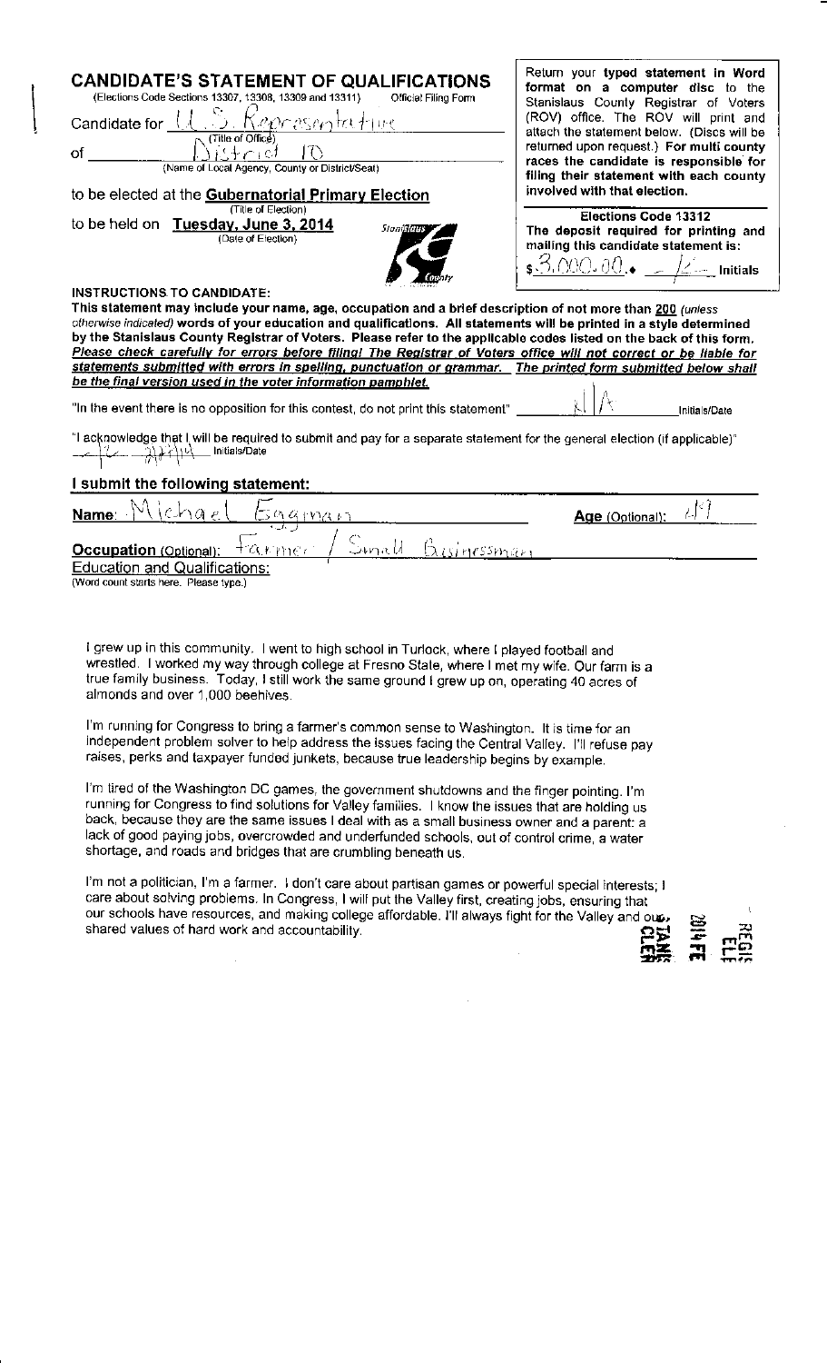## CANDIDATE'S STATEMENT OF QUALIFICATIONS

(Elections Code Sections 13307, 13308, 13309 and 13311) Official Filing Form

Candidate for U.S. Representative
(Title of Office)

of District 10
(Name of Local Agency, County or District/Seat)

to be elected at the **Gubernatorial Primary Election**
(Title of Election)

to be held on **Tuesday, June 3, 2014**
(Date of Election)

Return your **typed statement in Word format on a computer disc** to the Stanislaus County Registrar of Voters (ROV) office. The ROV will print and attach the statement below. (Discs will be returned upon request.) **For multi county races the candidate is responsible for filing their statement with each county involved with that election.**

**Elections Code 13312**
**The deposit required for printing and mailing this candidate statement is:**
$3,000.00 • ___ Initials

**INSTRUCTIONS TO CANDIDATE:**

**This statement may include your name, age, occupation and a brief description of not more than 200** *(unless otherwise indicated)* **words of your education and qualifications. All statements will be printed in a style determined by the Stanislaus County Registrar of Voters. Please refer to the applicable codes listed on the back of this form.** ***Please check carefully for errors before filing! The Registrar of Voters office will not correct or be liable for statements submitted with errors in spelling, punctuation or grammar. The printed form submitted below shall be the final version used in the voter information pamphlet.***

"In the event there is no opposition for this contest, do not print this statement" N/A Initials/Date

"I acknowledge that I will be required to submit and pay for a separate statement for the general election (if applicable)" ___ Initials/Date

### I submit the following statement:

**Name:** Michael Eggman **Age** (Optional): 49

**Occupation** (Optional): Farmer / Small Businessman

**Education and Qualifications:**
(Word count starts here. Please type.)

I grew up in this community. I went to high school in Turlock, where I played football and wrestled. I worked my way through college at Fresno State, where I met my wife. Our farm is a true family business. Today, I still work the same ground I grew up on, operating 40 acres of almonds and over 1,000 beehives.

I'm running for Congress to bring a farmer's common sense to Washington. It is time for an independent problem solver to help address the issues facing the Central Valley. I'll refuse pay raises, perks and taxpayer funded junkets, because true leadership begins by example.

I'm tired of the Washington DC games, the government shutdowns and the finger pointing. I'm running for Congress to find solutions for Valley families. I know the issues that are holding us back, because they are the same issues I deal with as a small business owner and a parent: a lack of good paying jobs, overcrowded and underfunded schools, out of control crime, a water shortage, and roads and bridges that are crumbling beneath us.

I'm not a politician, I'm a farmer. I don't care about partisan games or powerful special interests; I care about solving problems. In Congress, I will put the Valley first, creating jobs, ensuring that our schools have resources, and making college affordable. I'll always fight for the Valley and our shared values of hard work and accountability.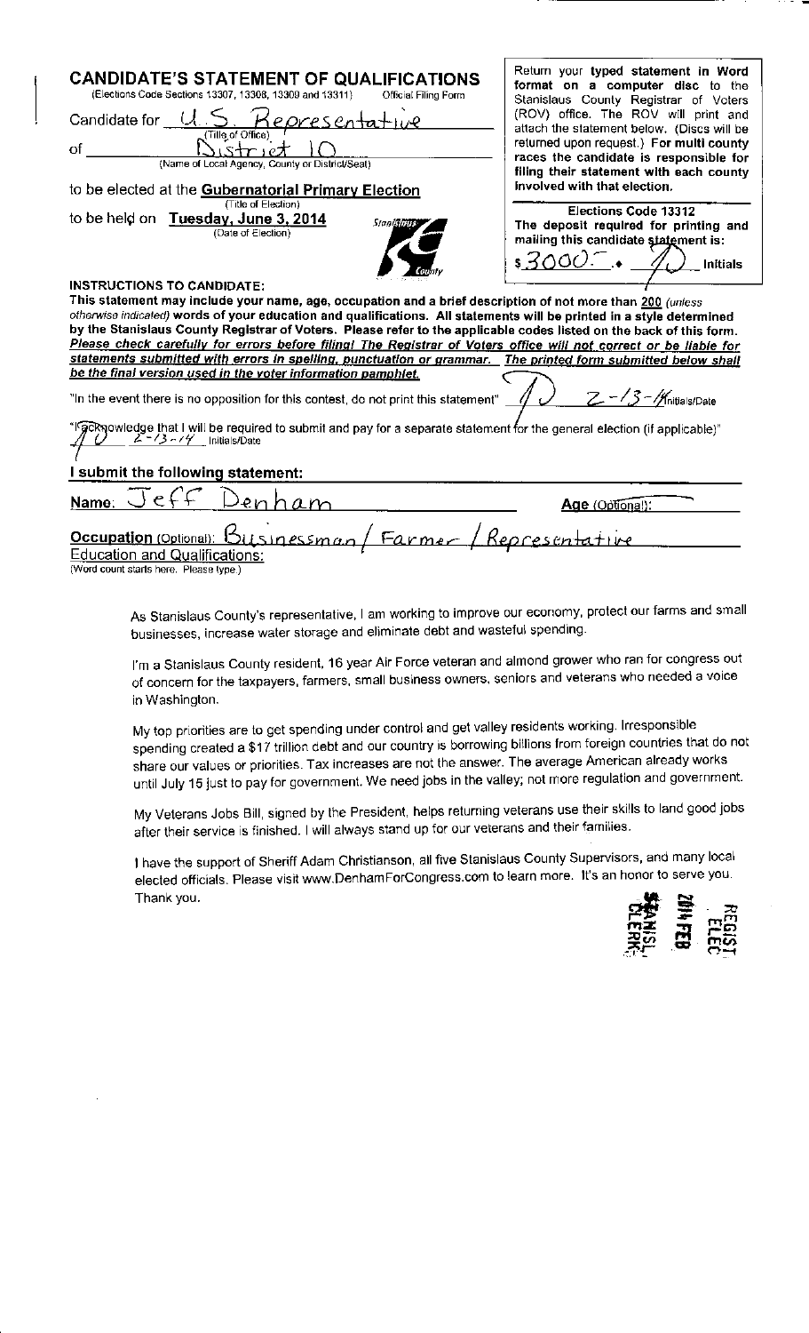## CANDIDATE'S STATEMENT OF QUALIFICATIONS

(Elections Code Sections 13307, 13308, 13309 and 13311) Official Filing Form

Candidate for U.S. Representative
(Title of Office)

of District 10
(Name of Local Agency, County or District/Seat)

to be elected at the **Gubernatorial Primary Election**
(Title of Election)

to be held on **Tuesday, June 3, 2014**
(Date of Election)

Return your **typed statement in Word format on a computer disc** to the Stanislaus County Registrar of Voters (ROV) office. The ROV will print and attach the statement below. (Discs will be returned upon request.) **For multi county races the candidate is responsible for filing their statement with each county involved with that election.**

**Elections Code 13312**
**The deposit required for printing and mailing this candidate statement is:**

$3000.- • JD Initials

**INSTRUCTIONS TO CANDIDATE:**

**This statement may include your name, age, occupation and a brief description of not more than 200** *(unless otherwise indicated)* **words of your education and qualifications. All statements will be printed in a style determined by the Stanislaus County Registrar of Voters. Please refer to the applicable codes listed on the back of this form.** ***Please check carefully for errors before filing! The Registrar of Voters office will not correct or be liable for statements submitted with errors in spelling, punctuation or grammar.*** ***The printed form submitted below shall be the final version used in the voter information pamphlet.***

"In the event there is no opposition for this contest, do not print this statement" JD 2-13-14 Initials/Date

"I acknowledge that I will be required to submit and pay for a separate statement for the general election (if applicable)" JD 2-13-14 Initials/Date

**I submit the following statement:**

**Name:** Jeff Denham **Age** (Optional):

**Occupation** (Optional): Businessman / Farmer / Representative

**Education and Qualifications:**
(Word count starts here. Please type.)

As Stanislaus County's representative, I am working to improve our economy, protect our farms and small businesses, increase water storage and eliminate debt and wasteful spending.

I'm a Stanislaus County resident, 16 year Air Force veteran and almond grower who ran for congress out of concern for the taxpayers, farmers, small business owners, seniors and veterans who needed a voice in Washington.

My top priorities are to get spending under control and get valley residents working. Irresponsible spending created a $17 trillion debt and our country is borrowing billions from foreign countries that do not share our values or priorities. Tax increases are not the answer. The average American already works until July 15 just to pay for government. We need jobs in the valley; not more regulation and government.

My Veterans Jobs Bill, signed by the President, helps returning veterans use their skills to land good jobs after their service is finished. I will always stand up for our veterans and their families.

I have the support of Sheriff Adam Christianson, all five Stanislaus County Supervisors, and many local elected officials. Please visit www.DenhamForCongress.com to learn more. It's an honor to serve you. Thank you.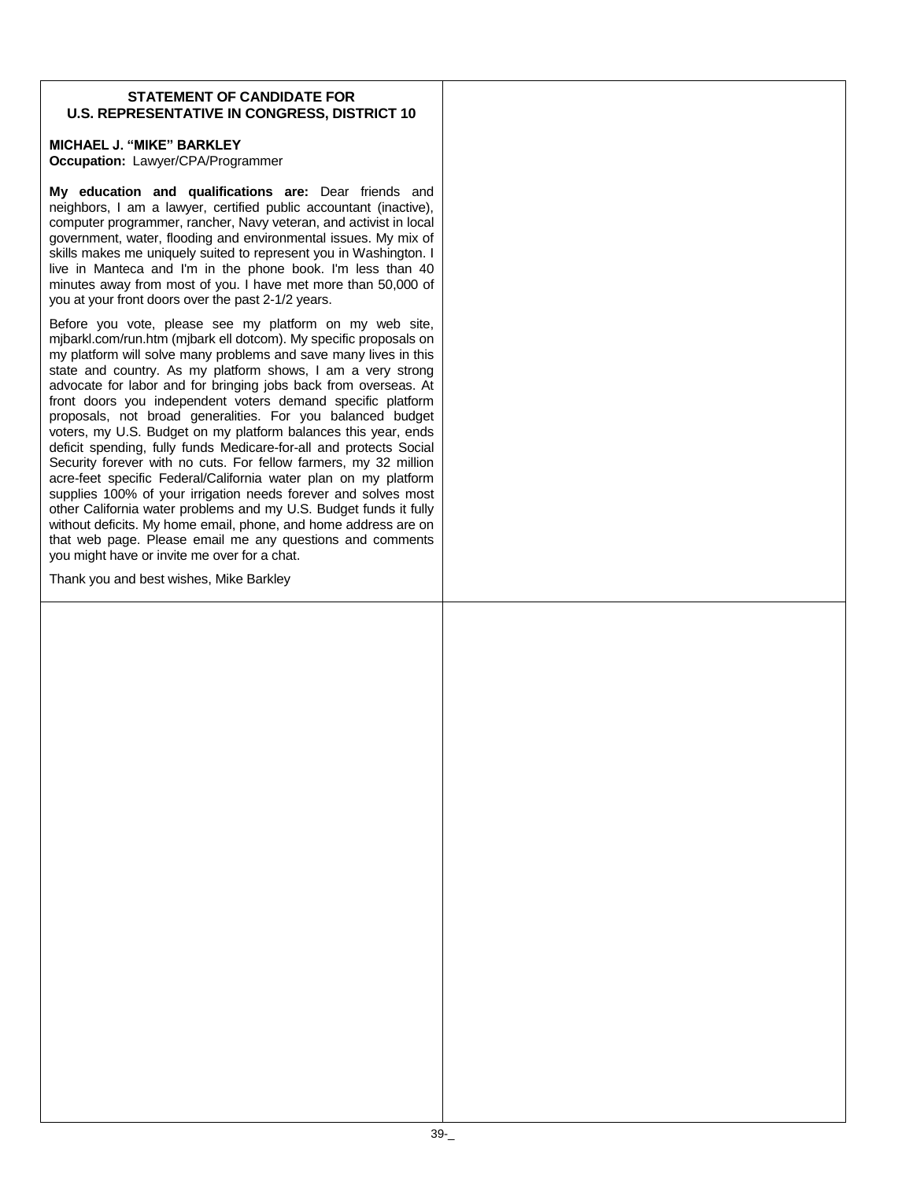**STATEMENT OF CANDIDATE FOR**
**U.S. REPRESENTATIVE IN CONGRESS, DISTRICT 10**

**MICHAEL J. "MIKE" BARKLEY**
**Occupation:** Lawyer/CPA/Programmer

**My education and qualifications are:** Dear friends and neighbors, I am a lawyer, certified public accountant (inactive), computer programmer, rancher, Navy veteran, and activist in local government, water, flooding and environmental issues. My mix of skills makes me uniquely suited to represent you in Washington. I live in Manteca and I'm in the phone book. I'm less than 40 minutes away from most of you. I have met more than 50,000 of you at your front doors over the past 2-1/2 years.

Before you vote, please see my platform on my web site, mjbarkl.com/run.htm (mjbark ell dotcom). My specific proposals on my platform will solve many problems and save many lives in this state and country. As my platform shows, I am a very strong advocate for labor and for bringing jobs back from overseas. At front doors you independent voters demand specific platform proposals, not broad generalities. For you balanced budget voters, my U.S. Budget on my platform balances this year, ends deficit spending, fully funds Medicare-for-all and protects Social Security forever with no cuts. For fellow farmers, my 32 million acre-feet specific Federal/California water plan on my platform supplies 100% of your irrigation needs forever and solves most other California water problems and my U.S. Budget funds it fully without deficits. My home email, phone, and home address are on that web page. Please email me any questions and comments you might have or invite me over for a chat.

Thank you and best wishes, Mike Barkley